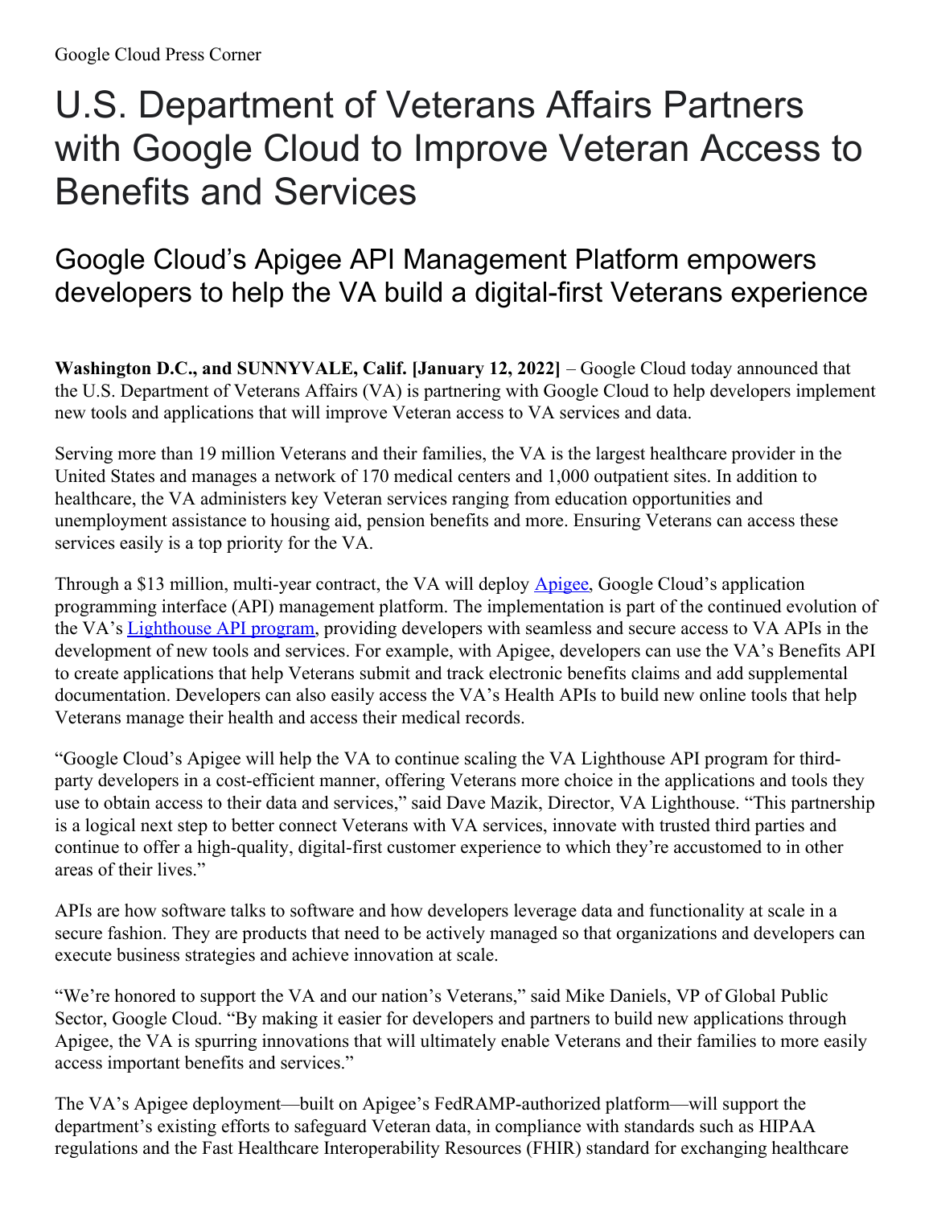Google Cloud Press Corner

# U.S. Department of Veterans Affairs Partners with Google Cloud to Improve Veteran Access to Benefits and Services

## Google Cloud's Apigee API Management Platform empowers developers to help the VA build a digital-first Veterans experience

**Washington D.C., and SUNNYVALE, Calif. [January 12, 2022]** – Google Cloud today announced that the U.S. Department of Veterans Affairs (VA) is partnering with Google Cloud to help developers implement new tools and applications that will improve Veteran access to VA services and data.

Serving more than 19 million Veterans and their families, the VA is the largest healthcare provider in the United States and manages a network of 170 medical centers and 1,000 outpatient sites. In addition to healthcare, the VA administers key Veteran services ranging from education opportunities and unemployment assistance to housing aid, pension benefits and more. Ensuring Veterans can access these services easily is a top priority for the VA.

Through a $13 million, multi-year contract, the VA will deploy Apigee, Google Cloud's application programming interface (API) management platform. The implementation is part of the continued evolution of the VA's Lighthouse API program, providing developers with seamless and secure access to VA APIs in the development of new tools and services. For example, with Apigee, developers can use the VA's Benefits API to create applications that help Veterans submit and track electronic benefits claims and add supplemental documentation. Developers can also easily access the VA's Health APIs to build new online tools that help Veterans manage their health and access their medical records.

"Google Cloud's Apigee will help the VA to continue scaling the VA Lighthouse API program for third-party developers in a cost-efficient manner, offering Veterans more choice in the applications and tools they use to obtain access to their data and services," said Dave Mazik, Director, VA Lighthouse. "This partnership is a logical next step to better connect Veterans with VA services, innovate with trusted third parties and continue to offer a high-quality, digital-first customer experience to which they're accustomed to in other areas of their lives."

APIs are how software talks to software and how developers leverage data and functionality at scale in a secure fashion. They are products that need to be actively managed so that organizations and developers can execute business strategies and achieve innovation at scale.

"We're honored to support the VA and our nation's Veterans," said Mike Daniels, VP of Global Public Sector, Google Cloud. "By making it easier for developers and partners to build new applications through Apigee, the VA is spurring innovations that will ultimately enable Veterans and their families to more easily access important benefits and services."

The VA's Apigee deployment—built on Apigee's FedRAMP-authorized platform—will support the department's existing efforts to safeguard Veteran data, in compliance with standards such as HIPAA regulations and the Fast Healthcare Interoperability Resources (FHIR) standard for exchanging healthcare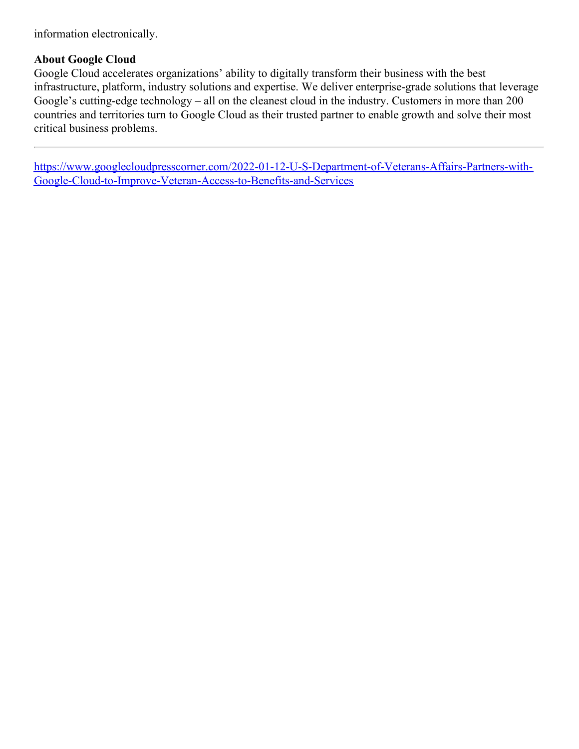information electronically.

**About Google Cloud**
Google Cloud accelerates organizations' ability to digitally transform their business with the best infrastructure, platform, industry solutions and expertise. We deliver enterprise-grade solutions that leverage Google's cutting-edge technology – all on the cleanest cloud in the industry. Customers in more than 200 countries and territories turn to Google Cloud as their trusted partner to enable growth and solve their most critical business problems.

---

https://www.googlecloudpresscorner.com/2022-01-12-U-S-Department-of-Veterans-Affairs-Partners-with-Google-Cloud-to-Improve-Veteran-Access-to-Benefits-and-Services